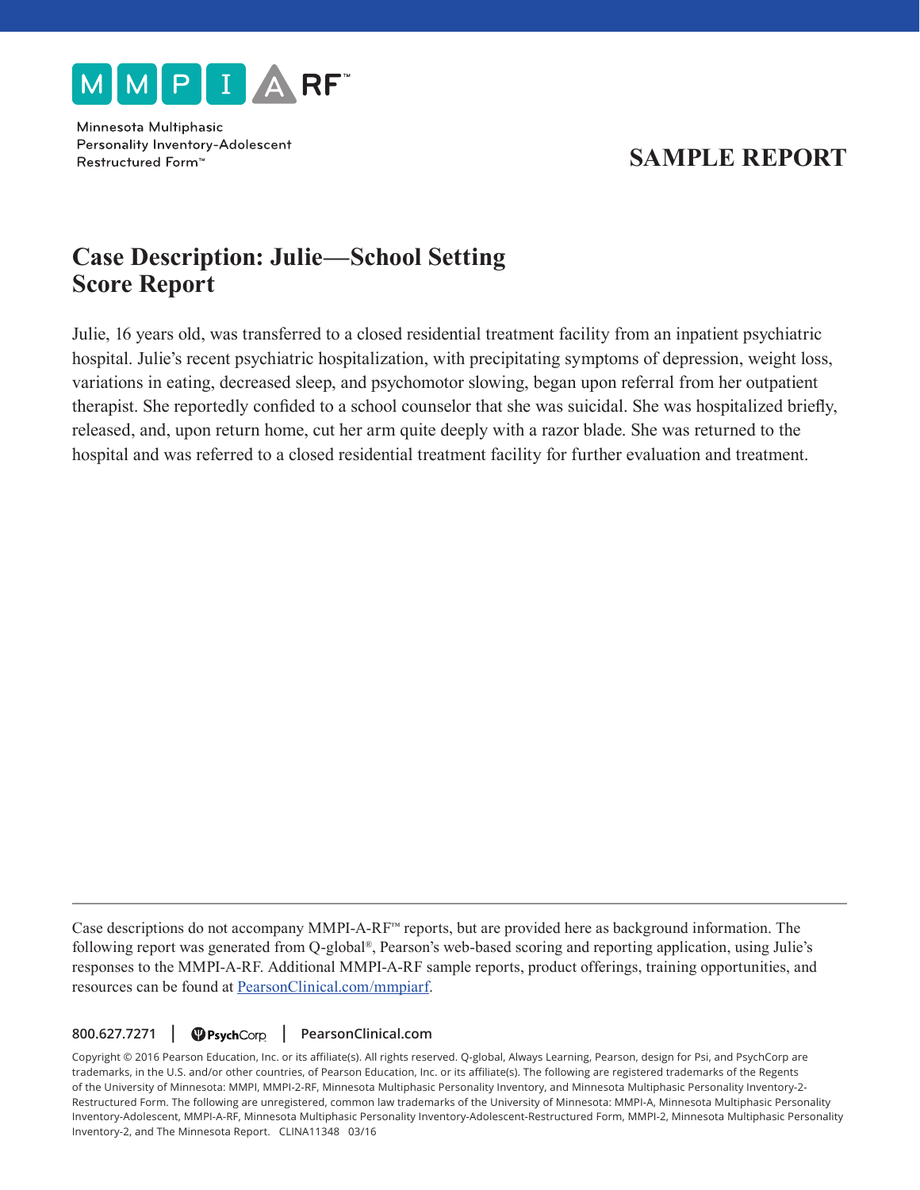MMPI A RF™

Minnesota Multiphasic Personality Inventory-Adolescent Restructured Form™

# SAMPLE REPORT

## Case Description: Julie—School Setting
## Score Report

Julie, 16 years old, was transferred to a closed residential treatment facility from an inpatient psychiatric hospital. Julie's recent psychiatric hospitalization, with precipitating symptoms of depression, weight loss, variations in eating, decreased sleep, and psychomotor slowing, began upon referral from her outpatient therapist. She reportedly confided to a school counselor that she was suicidal. She was hospitalized briefly, released, and, upon return home, cut her arm quite deeply with a razor blade. She was returned to the hospital and was referred to a closed residential treatment facility for further evaluation and treatment.

---

Case descriptions do not accompany MMPI-A-RF™ reports, but are provided here as background information. The following report was generated from Q-global®, Pearson's web-based scoring and reporting application, using Julie's responses to the MMPI-A-RF. Additional MMPI-A-RF sample reports, product offerings, training opportunities, and resources can be found at PearsonClinical.com/mmpiarf.

800.627.7271 | PsychCorp | PearsonClinical.com

Copyright © 2016 Pearson Education, Inc. or its affiliate(s). All rights reserved. Q-global, Always Learning, Pearson, design for Psi, and PsychCorp are trademarks, in the U.S. and/or other countries, of Pearson Education, Inc. or its affiliate(s). The following are registered trademarks of the Regents of the University of Minnesota: MMPI, MMPI-2-RF, Minnesota Multiphasic Personality Inventory, and Minnesota Multiphasic Personality Inventory-2-Restructured Form. The following are unregistered, common law trademarks of the University of Minnesota: MMPI-A, Minnesota Multiphasic Personality Inventory-Adolescent, MMPI-A-RF, Minnesota Multiphasic Personality Inventory-Adolescent-Restructured Form, MMPI-2, Minnesota Multiphasic Personality Inventory-2, and The Minnesota Report. CLINA11348 03/16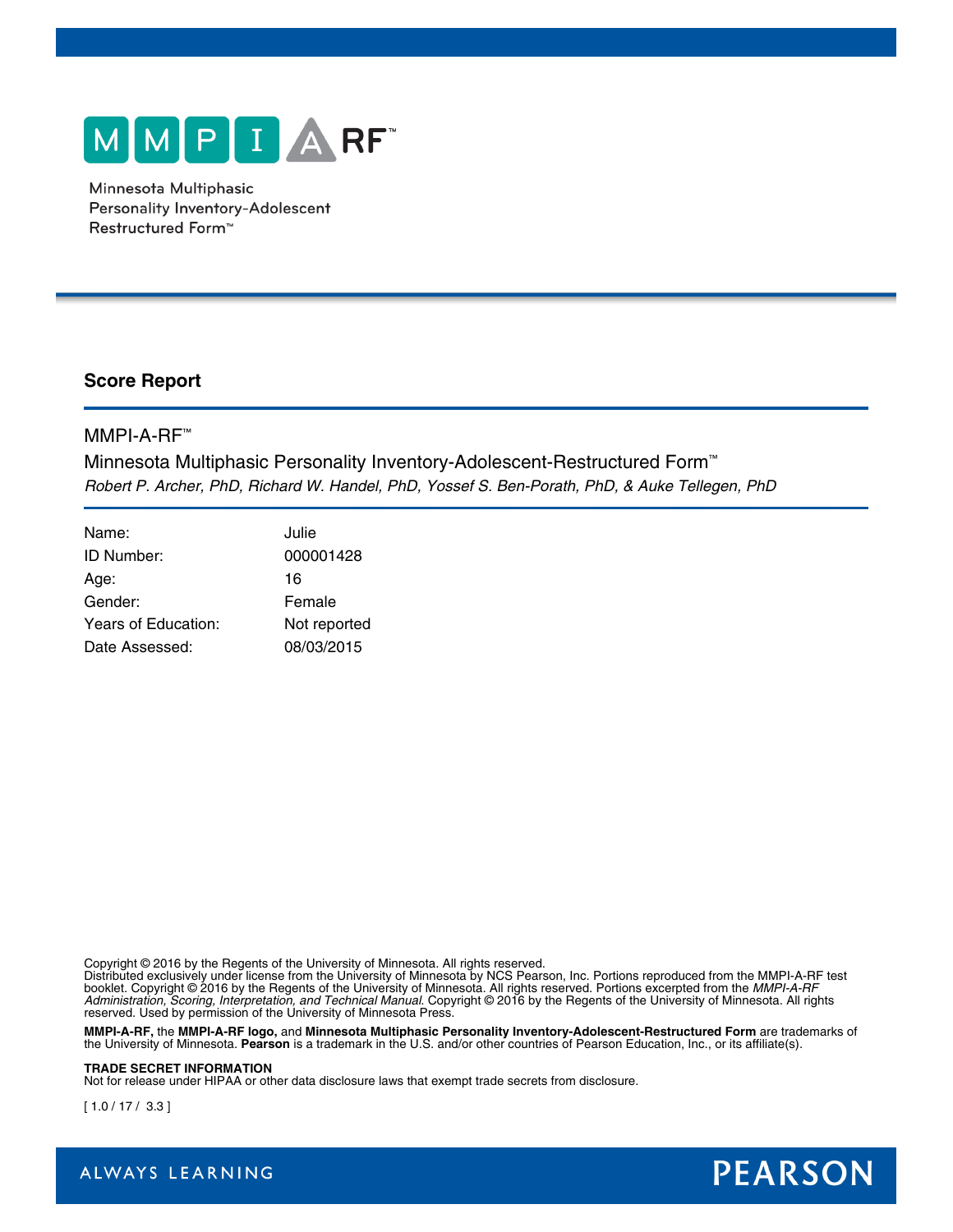MMPI-A-RF™

Minnesota Multiphasic Personality Inventory-Adolescent Restructured Form™

## Score Report

MMPI-A-RF™

Minnesota Multiphasic Personality Inventory-Adolescent-Restructured Form™

*Robert P. Archer, PhD, Richard W. Handel, PhD, Yossef S. Ben-Porath, PhD, & Auke Tellegen, PhD*

| | |
|---|---|
| Name: | Julie |
| ID Number: | 000001428 |
| Age: | 16 |
| Gender: | Female |
| Years of Education: | Not reported |
| Date Assessed: | 08/03/2015 |

Copyright © 2016 by the Regents of the University of Minnesota. All rights reserved.
Distributed exclusively under license from the University of Minnesota by NCS Pearson, Inc. Portions reproduced from the MMPI-A-RF test booklet. Copyright © 2016 by the Regents of the University of Minnesota. All rights reserved. Portions excerpted from the *MMPI-A-RF Administration, Scoring, Interpretation, and Technical Manual.* Copyright © 2016 by the Regents of the University of Minnesota. All rights reserved. Used by permission of the University of Minnesota Press.

**MMPI-A-RF,** the **MMPI-A-RF logo,** and **Minnesota Multiphasic Personality Inventory-Adolescent-Restructured Form** are trademarks of the University of Minnesota. **Pearson** is a trademark in the U.S. and/or other countries of Pearson Education, Inc., or its affiliate(s).

**TRADE SECRET INFORMATION**
Not for release under HIPAA or other data disclosure laws that exempt trade secrets from disclosure.

[ 1.0 / 17 / 3.3 ]

ALWAYS LEARNING PEARSON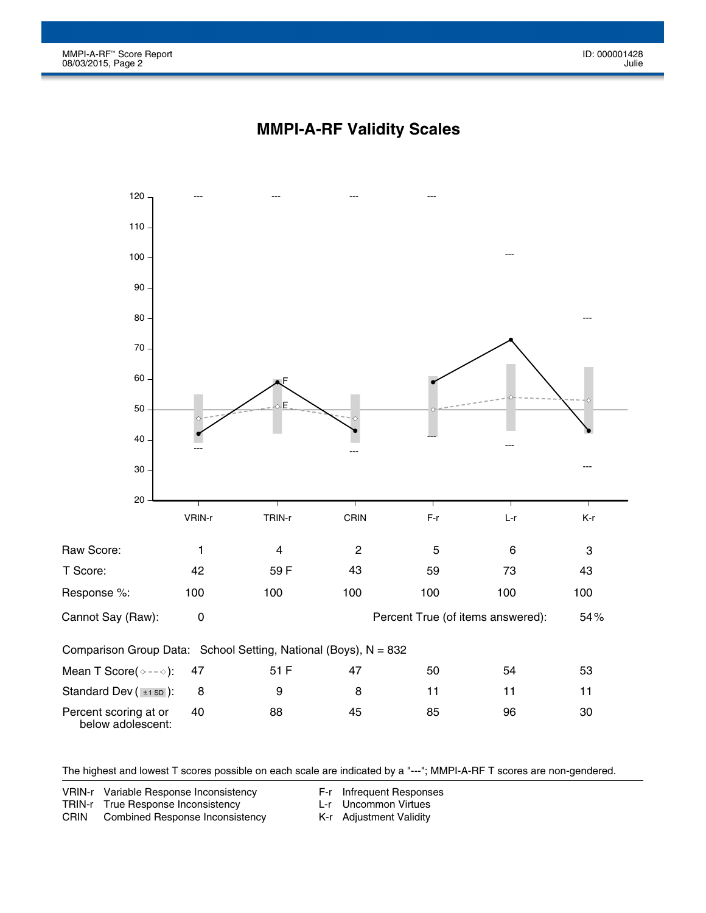# MMPI-A-RF Validity Scales

| | VRIN-r | TRIN-r | CRIN | F-r | L-r | K-r |
|---|---|---|---|---|---|---|
| Raw Score: | 1 | 4 | 2 | 5 | 6 | 3 |
| T Score: | 42 | 59 F | 43 | 59 | 73 | 43 |
| Response %: | 100 | 100 | 100 | 100 | 100 | 100 |

Cannot Say (Raw): 0

Percent True (of items answered): 54 %

Comparison Group Data: School Setting, National (Boys), N = 832

| | VRIN-r | TRIN-r | CRIN | F-r | L-r | K-r |
|---|---|---|---|---|---|---|
| Mean T Score: | 47 | 51 F | 47 | 50 | 54 | 53 |
| Standard Dev (±1 SD): | 8 | 9 | 8 | 11 | 11 | 11 |
| Percent scoring at or below adolescent: | 40 | 88 | 45 | 85 | 96 | 30 |

The highest and lowest T scores possible on each scale are indicated by a "---"; MMPI-A-RF T scores are non-gendered.

VRIN-r Variable Response Inconsistency
TRIN-r True Response Inconsistency
CRIN Combined Response Inconsistency
F-r Infrequent Responses
L-r Uncommon Virtues
K-r Adjustment Validity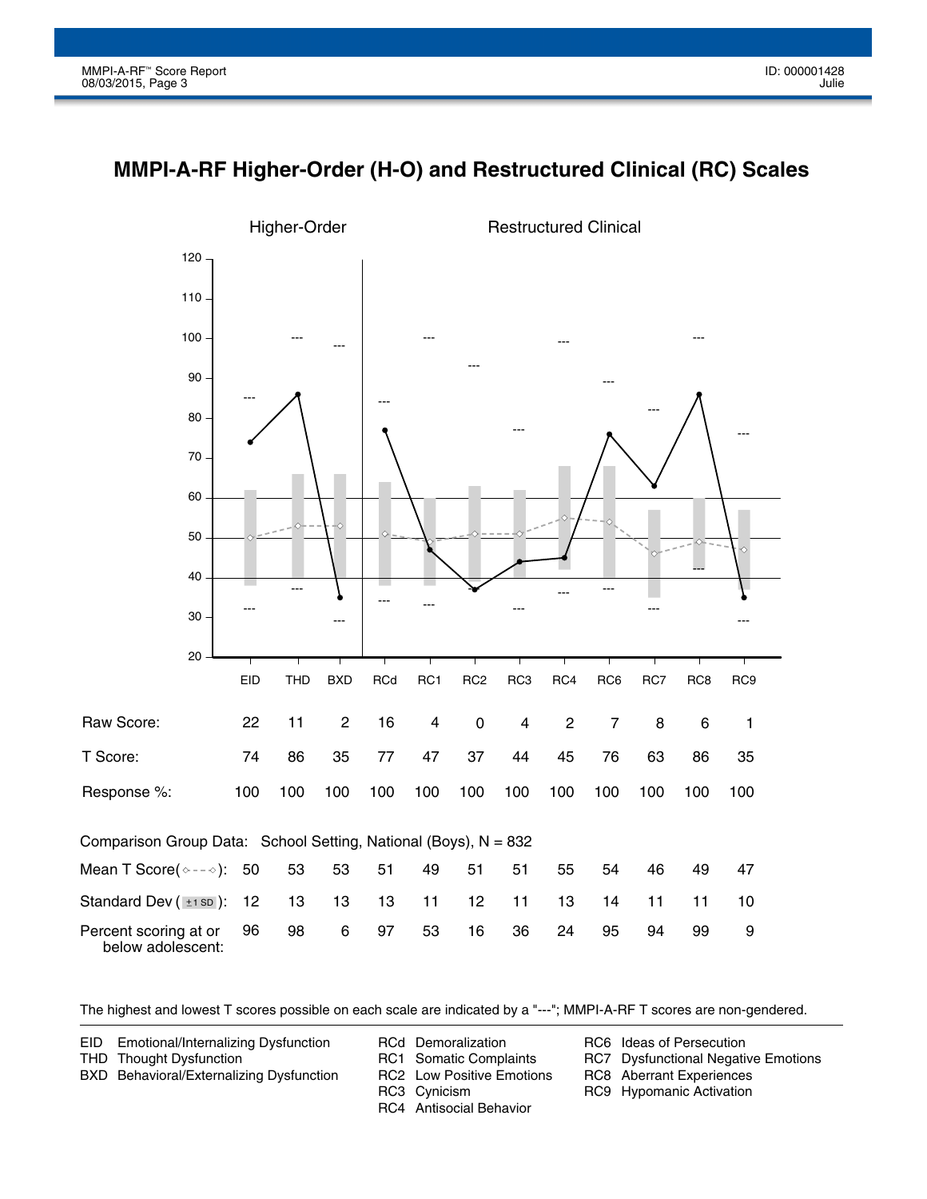# MMPI-A-RF Higher-Order (H-O) and Restructured Clinical (RC) Scales

Higher-Order | Restructured Clinical

| | EID | THD | BXD | RCd | RC1 | RC2 | RC3 | RC4 | RC6 | RC7 | RC8 | RC9 |
|---|---|---|---|---|---|---|---|---|---|---|---|---|
| Raw Score: | 22 | 11 | 2 | 16 | 4 | 0 | 4 | 2 | 7 | 8 | 6 | 1 |
| T Score: | 74 | 86 | 35 | 77 | 47 | 37 | 44 | 45 | 76 | 63 | 86 | 35 |
| Response %: | 100 | 100 | 100 | 100 | 100 | 100 | 100 | 100 | 100 | 100 | 100 | 100 |

Comparison Group Data: School Setting, National (Boys), N = 832

| | EID | THD | BXD | RCd | RC1 | RC2 | RC3 | RC4 | RC6 | RC7 | RC8 | RC9 |
|---|---|---|---|---|---|---|---|---|---|---|---|---|
| Mean T Score (◇- - -◇): | 50 | 53 | 53 | 51 | 49 | 51 | 51 | 55 | 54 | 46 | 49 | 47 |
| Standard Dev (±1 SD): | 12 | 13 | 13 | 13 | 11 | 12 | 11 | 13 | 14 | 11 | 11 | 10 |
| Percent scoring at or below adolescent: | 96 | 98 | 6 | 97 | 53 | 16 | 36 | 24 | 95 | 94 | 99 | 9 |

The highest and lowest T scores possible on each scale are indicated by a "---"; MMPI-A-RF T scores are non-gendered.

EID Emotional/Internalizing Dysfunction
THD Thought Dysfunction
BXD Behavioral/Externalizing Dysfunction

RCd Demoralization
RC1 Somatic Complaints
RC2 Low Positive Emotions
RC3 Cynicism
RC4 Antisocial Behavior

RC6 Ideas of Persecution
RC7 Dysfunctional Negative Emotions
RC8 Aberrant Experiences
RC9 Hypomanic Activation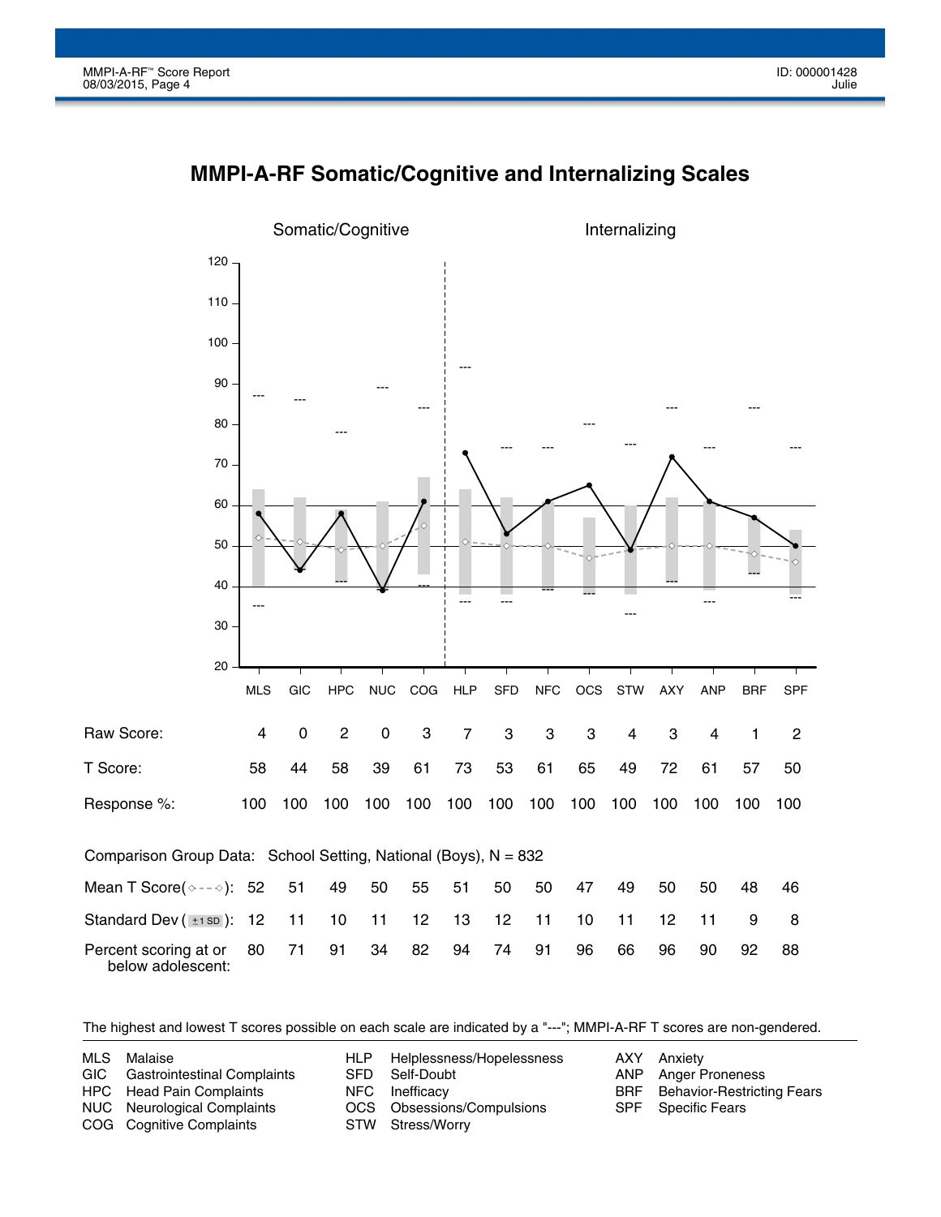# MMPI-A-RF Somatic/Cognitive and Internalizing Scales

| | MLS | GIC | HPC | NUC | COG | HLP | SFD | NFC | OCS | STW | AXY | ANP | BRF | SPF |
|---|---|---|---|---|---|---|---|---|---|---|---|---|---|---|
| Raw Score: | 4 | 0 | 2 | 0 | 3 | 7 | 3 | 3 | 3 | 4 | 3 | 4 | 1 | 2 |
| T Score: | 58 | 44 | 58 | 39 | 61 | 73 | 53 | 61 | 65 | 49 | 72 | 61 | 57 | 50 |
| Response %: | 100 | 100 | 100 | 100 | 100 | 100 | 100 | 100 | 100 | 100 | 100 | 100 | 100 | 100 |

Comparison Group Data: School Setting, National (Boys), N = 832

| | MLS | GIC | HPC | NUC | COG | HLP | SFD | NFC | OCS | STW | AXY | ANP | BRF | SPF |
|---|---|---|---|---|---|---|---|---|---|---|---|---|---|---|
| Mean T Score (◇- - -◇): | 52 | 51 | 49 | 50 | 55 | 51 | 50 | 50 | 47 | 49 | 50 | 50 | 48 | 46 |
| Standard Dev (±1 SD): | 12 | 11 | 10 | 11 | 12 | 13 | 12 | 11 | 10 | 11 | 12 | 11 | 9 | 8 |
| Percent scoring at or below adolescent: | 80 | 71 | 91 | 34 | 82 | 94 | 74 | 91 | 96 | 66 | 96 | 90 | 92 | 88 |

The highest and lowest T scores possible on each scale are indicated by a "---"; MMPI-A-RF T scores are non-gendered.

- MLS Malaise
- GIC Gastrointestinal Complaints
- HPC Head Pain Complaints
- NUC Neurological Complaints
- COG Cognitive Complaints
- HLP Helplessness/Hopelessness
- SFD Self-Doubt
- NFC Inefficacy
- OCS Obsessions/Compulsions
- STW Stress/Worry
- AXY Anxiety
- ANP Anger Proneness
- BRF Behavior-Restricting Fears
- SPF Specific Fears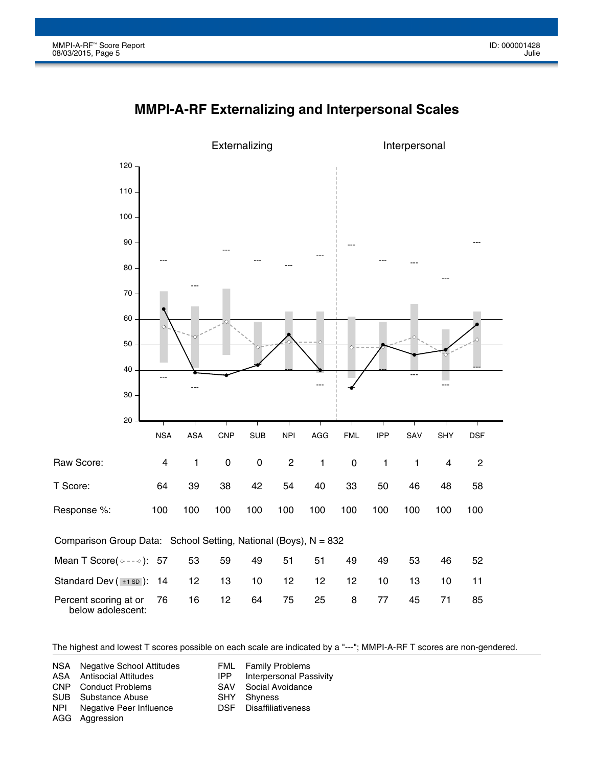# MMPI-A-RF Externalizing and Interpersonal Scales

| | Externalizing | | | | | | Interpersonal | | | | |
|---|---|---|---|---|---|---|---|---|---|---|---|
| | NSA | ASA | CNP | SUB | NPI | AGG | FML | IPP | SAV | SHY | DSF |
| Raw Score: | 4 | 1 | 0 | 0 | 2 | 1 | 0 | 1 | 1 | 4 | 2 |
| T Score: | 64 | 39 | 38 | 42 | 54 | 40 | 33 | 50 | 46 | 48 | 58 |
| Response %: | 100 | 100 | 100 | 100 | 100 | 100 | 100 | 100 | 100 | 100 | 100 |

Comparison Group Data: School Setting, National (Boys), N = 832

| | NSA | ASA | CNP | SUB | NPI | AGG | FML | IPP | SAV | SHY | DSF |
|---|---|---|---|---|---|---|---|---|---|---|---|
| Mean T Score: | 57 | 53 | 59 | 49 | 51 | 51 | 49 | 49 | 53 | 46 | 52 |
| Standard Dev (±1 SD): | 14 | 12 | 13 | 10 | 12 | 12 | 12 | 10 | 13 | 10 | 11 |
| Percent scoring at or below adolescent: | 76 | 16 | 12 | 64 | 75 | 25 | 8 | 77 | 45 | 71 | 85 |

The highest and lowest T scores possible on each scale are indicated by a "---"; MMPI-A-RF T scores are non-gendered.

- NSA Negative School Attitudes
- ASA Antisocial Attitudes
- CNP Conduct Problems
- SUB Substance Abuse
- NPI Negative Peer Influence
- AGG Aggression
- FML Family Problems
- IPP Interpersonal Passivity
- SAV Social Avoidance
- SHY Shyness
- DSF Disaffiliativeness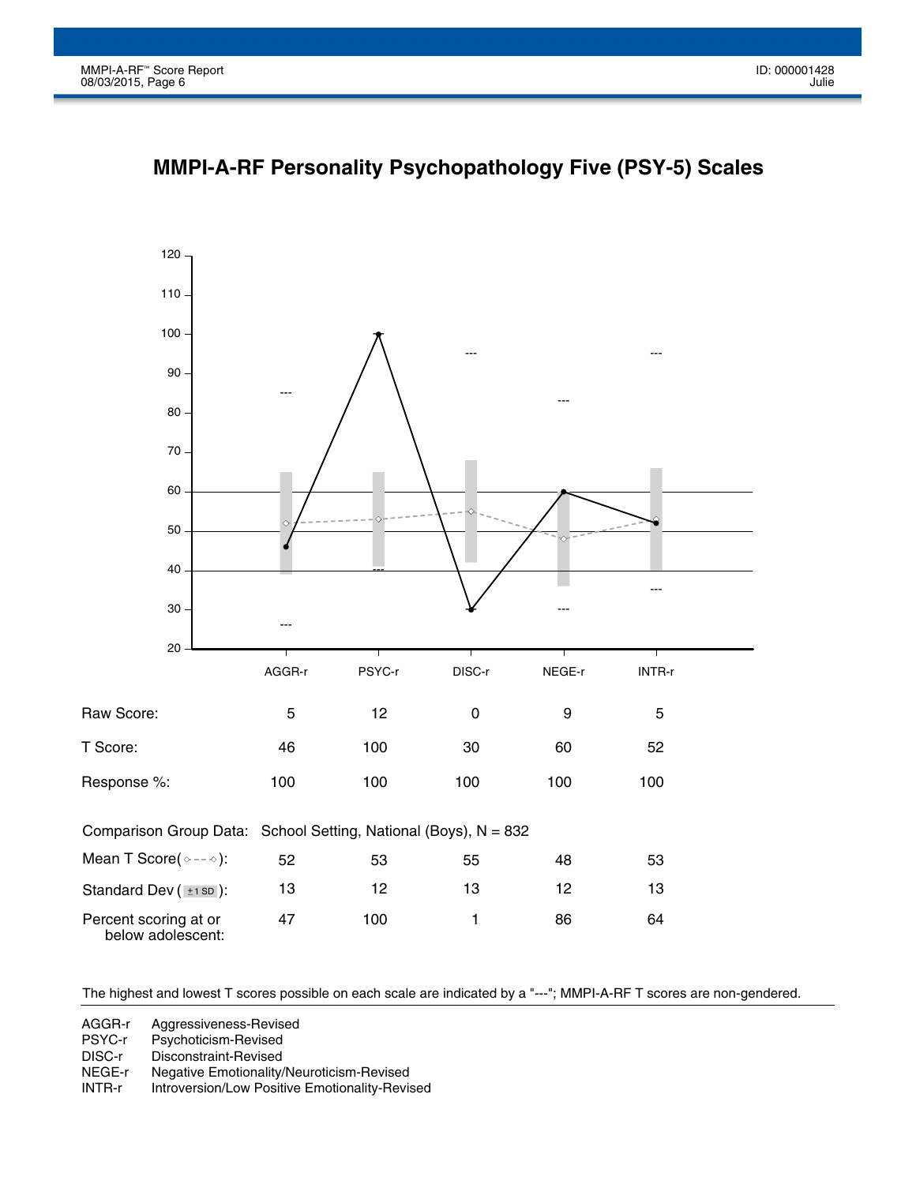# MMPI-A-RF Personality Psychopathology Five (PSY-5) Scales

| | AGGR-r | PSYC-r | DISC-r | NEGE-r | INTR-r |
|---|---|---|---|---|---|
| Raw Score: | 5 | 12 | 0 | 9 | 5 |
| T Score: | 46 | 100 | 30 | 60 | 52 |
| Response %: | 100 | 100 | 100 | 100 | 100 |

Comparison Group Data: School Setting, National (Boys), N = 832

| | AGGR-r | PSYC-r | DISC-r | NEGE-r | INTR-r |
|---|---|---|---|---|---|
| Mean T Score (◇- - -◇): | 52 | 53 | 55 | 48 | 53 |
| Standard Dev (±1 SD): | 13 | 12 | 13 | 12 | 13 |
| Percent scoring at or below adolescent: | 47 | 100 | 1 | 86 | 64 |

The highest and lowest T scores possible on each scale are indicated by a "---"; MMPI-A-RF T scores are non-gendered.

AGGR-r Aggressiveness-Revised
PSYC-r Psychoticism-Revised
DISC-r Disconstraint-Revised
NEGE-r Negative Emotionality/Neuroticism-Revised
INTR-r Introversion/Low Positive Emotionality-Revised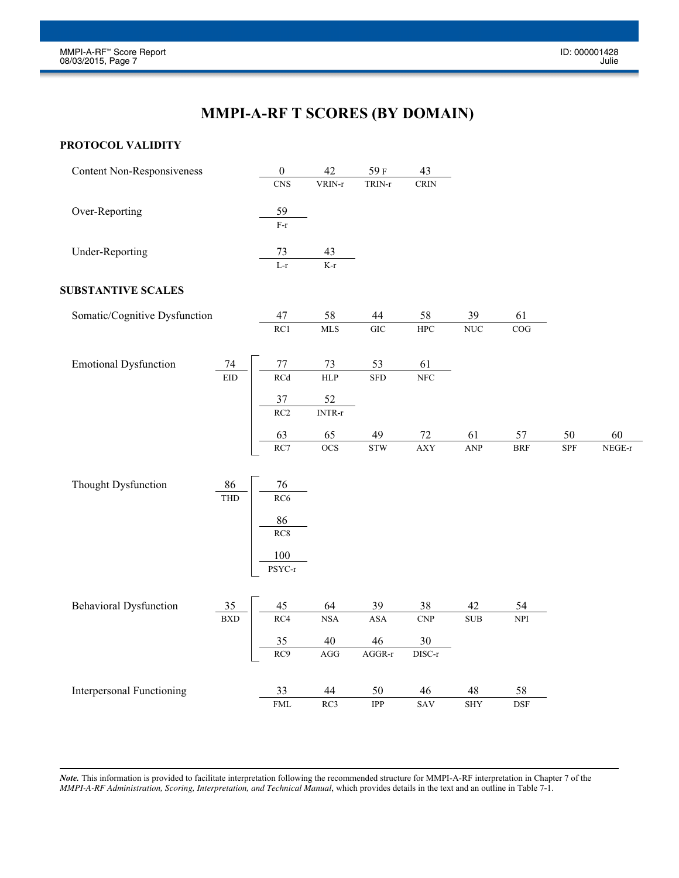# MMPI-A-RF T SCORES (BY DOMAIN)

## PROTOCOL VALIDITY

**Content Non-Responsiveness**

| CNS | VRIN-r | TRIN-r | CRIN |
|---|---|---|---|
| 0 | 42 | 59 F | 43 |

**Over-Reporting**

| F-r |
|---|
| 59 |

**Under-Reporting**

| L-r | K-r |
|---|---|
| 73 | 43 |

## SUBSTANTIVE SCALES

**Somatic/Cognitive Dysfunction**

| RC1 | MLS | GIC | HPC | NUC | COG |
|---|---|---|---|---|---|
| 47 | 58 | 44 | 58 | 39 | 61 |

**Emotional Dysfunction**

| EID |
|---|
| 74 |

| RCd | HLP | SFD | NFC |
|---|---|---|---|
| 77 | 73 | 53 | 61 |

| RC2 | INTR-r |
|---|---|
| 37 | 52 |

| RC7 | OCS | STW | AXY | ANP | BRF | SPF | NEGE-r |
|---|---|---|---|---|---|---|---|
| 63 | 65 | 49 | 72 | 61 | 57 | 50 | 60 |

**Thought Dysfunction**

| THD |
|---|
| 86 |

| RC6 |
|---|
| 76 |

| RC8 |
|---|
| 86 |

| PSYC-r |
|---|
| 100 |

**Behavioral Dysfunction**

| BXD |
|---|
| 35 |

| RC4 | NSA | ASA | CNP | SUB | NPI |
|---|---|---|---|---|---|
| 45 | 64 | 39 | 38 | 42 | 54 |

| RC9 | AGG | AGGR-r | DISC-r |
|---|---|---|---|
| 35 | 40 | 46 | 30 |

**Interpersonal Functioning**

| FML | RC3 | IPP | SAV | SHY | DSF |
|---|---|---|---|---|---|
| 33 | 44 | 50 | 46 | 48 | 58 |

***Note.*** This information is provided to facilitate interpretation following the recommended structure for MMPI-A-RF interpretation in Chapter 7 of the *MMPI-A-RF Administration, Scoring, Interpretation, and Technical Manual*, which provides details in the text and an outline in Table 7-1.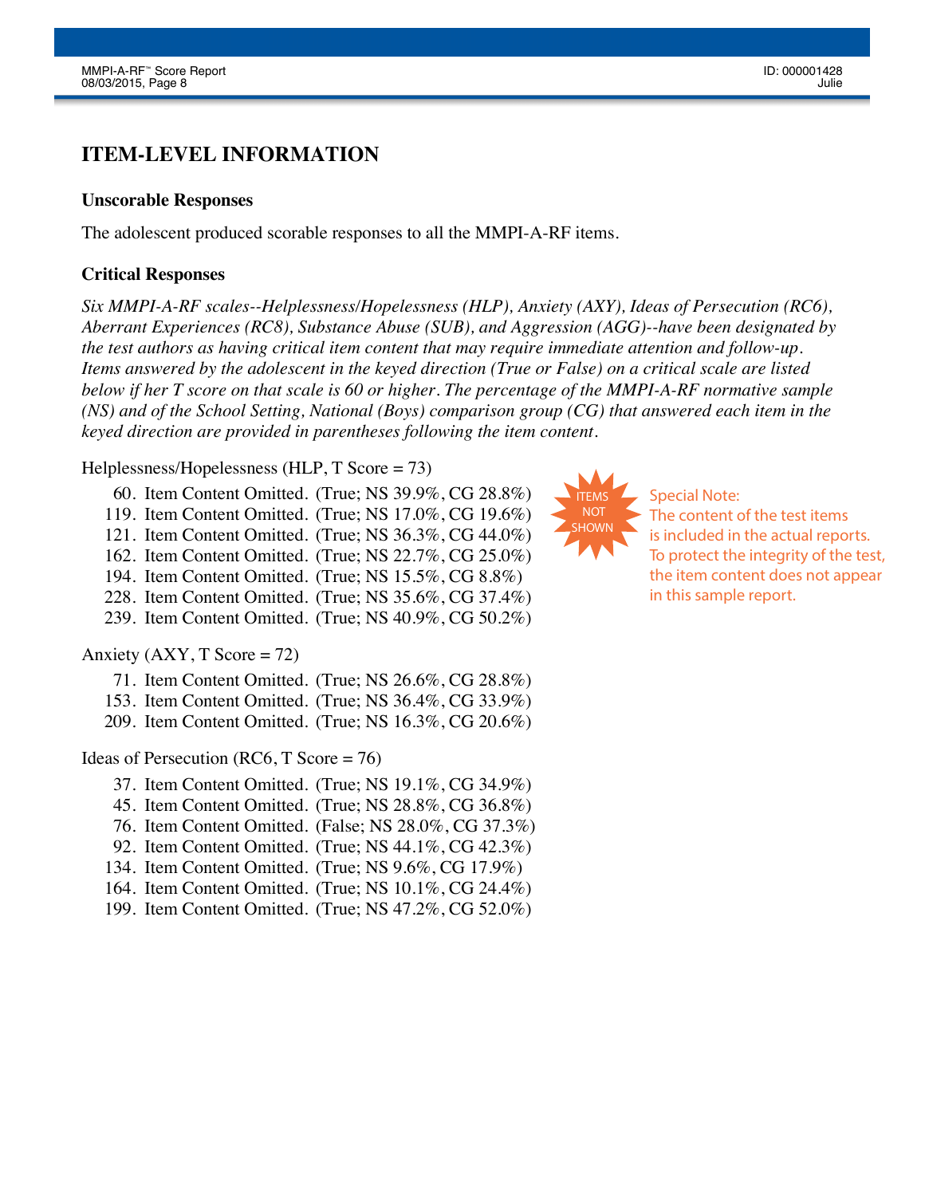# ITEM-LEVEL INFORMATION

## Unscorable Responses

The adolescent produced scorable responses to all the MMPI-A-RF items.

## Critical Responses

*Six MMPI-A-RF scales--Helplessness/Hopelessness (HLP), Anxiety (AXY), Ideas of Persecution (RC6), Aberrant Experiences (RC8), Substance Abuse (SUB), and Aggression (AGG)--have been designated by the test authors as having critical item content that may require immediate attention and follow-up. Items answered by the adolescent in the keyed direction (True or False) on a critical scale are listed below if her T score on that scale is 60 or higher. The percentage of the MMPI-A-RF normative sample (NS) and of the School Setting, National (Boys) comparison group (CG) that answered each item in the keyed direction are provided in parentheses following the item content.*

Helplessness/Hopelessness (HLP, T Score = 73)

- 60. Item Content Omitted. (True; NS 39.9%, CG 28.8%)
- 119. Item Content Omitted. (True; NS 17.0%, CG 19.6%)
- 121. Item Content Omitted. (True; NS 36.3%, CG 44.0%)
- 162. Item Content Omitted. (True; NS 22.7%, CG 25.0%)
- 194. Item Content Omitted. (True; NS 15.5%, CG 8.8%)
- 228. Item Content Omitted. (True; NS 35.6%, CG 37.4%)
- 239. Item Content Omitted. (True; NS 40.9%, CG 50.2%)

Anxiety (AXY, T Score = 72)

- 71. Item Content Omitted. (True; NS 26.6%, CG 28.8%)
- 153. Item Content Omitted. (True; NS 36.4%, CG 33.9%)
- 209. Item Content Omitted. (True; NS 16.3%, CG 20.6%)

Ideas of Persecution (RC6, T Score = 76)

- 37. Item Content Omitted. (True; NS 19.1%, CG 34.9%)
- 45. Item Content Omitted. (True; NS 28.8%, CG 36.8%)
- 76. Item Content Omitted. (False; NS 28.0%, CG 37.3%)
- 92. Item Content Omitted. (True; NS 44.1%, CG 42.3%)
- 134. Item Content Omitted. (True; NS 9.6%, CG 17.9%)
- 164. Item Content Omitted. (True; NS 10.1%, CG 24.4%)
- 199. Item Content Omitted. (True; NS 47.2%, CG 52.0%)

ITEMS NOT SHOWN

Special Note:
The content of the test items is included in the actual reports. To protect the integrity of the test, the item content does not appear in this sample report.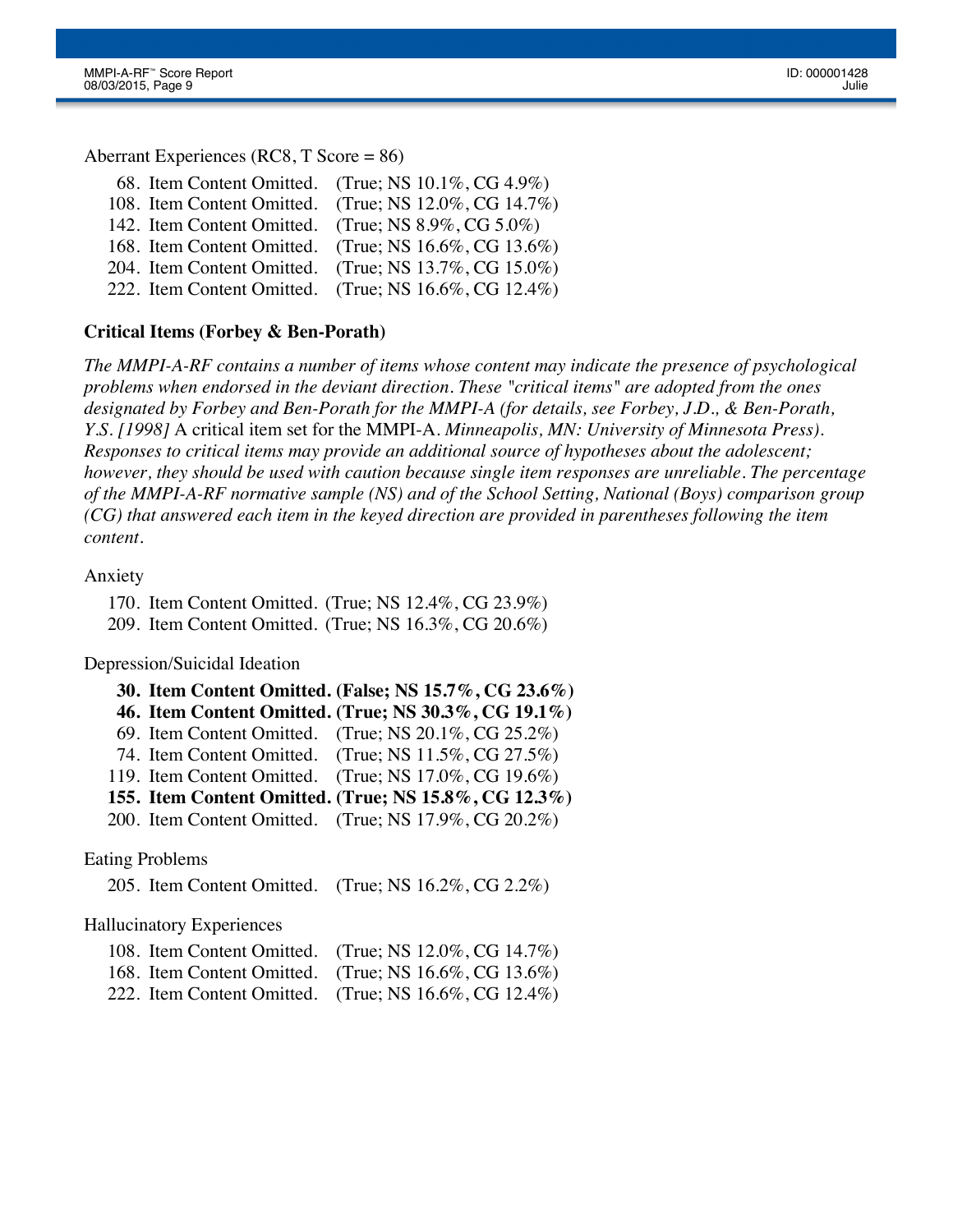Aberrant Experiences (RC8, T Score = 86)

68. Item Content Omitted. (True; NS 10.1%, CG 4.9%)
108. Item Content Omitted. (True; NS 12.0%, CG 14.7%)
142. Item Content Omitted. (True; NS 8.9%, CG 5.0%)
168. Item Content Omitted. (True; NS 16.6%, CG 13.6%)
204. Item Content Omitted. (True; NS 13.7%, CG 15.0%)
222. Item Content Omitted. (True; NS 16.6%, CG 12.4%)

### Critical Items (Forbey & Ben-Porath)

*The MMPI-A-RF contains a number of items whose content may indicate the presence of psychological problems when endorsed in the deviant direction. These "critical items" are adopted from the ones designated by Forbey and Ben-Porath for the MMPI-A (for details, see Forbey, J.D., & Ben-Porath, Y.S. [1998]* A critical item set for the MMPI-A. *Minneapolis, MN: University of Minnesota Press). Responses to critical items may provide an additional source of hypotheses about the adolescent; however, they should be used with caution because single item responses are unreliable. The percentage of the MMPI-A-RF normative sample (NS) and of the School Setting, National (Boys) comparison group (CG) that answered each item in the keyed direction are provided in parentheses following the item content.*

Anxiety

170. Item Content Omitted. (True; NS 12.4%, CG 23.9%)
209. Item Content Omitted. (True; NS 16.3%, CG 20.6%)

Depression/Suicidal Ideation

**30. Item Content Omitted. (False; NS 15.7%, CG 23.6%)**
**46. Item Content Omitted. (True; NS 30.3%, CG 19.1%)**
69. Item Content Omitted. (True; NS 20.1%, CG 25.2%)
74. Item Content Omitted. (True; NS 11.5%, CG 27.5%)
119. Item Content Omitted. (True; NS 17.0%, CG 19.6%)
**155. Item Content Omitted. (True; NS 15.8%, CG 12.3%)**
200. Item Content Omitted. (True; NS 17.9%, CG 20.2%)

Eating Problems

205. Item Content Omitted. (True; NS 16.2%, CG 2.2%)

Hallucinatory Experiences

108. Item Content Omitted. (True; NS 12.0%, CG 14.7%)
168. Item Content Omitted. (True; NS 16.6%, CG 13.6%)
222. Item Content Omitted. (True; NS 16.6%, CG 12.4%)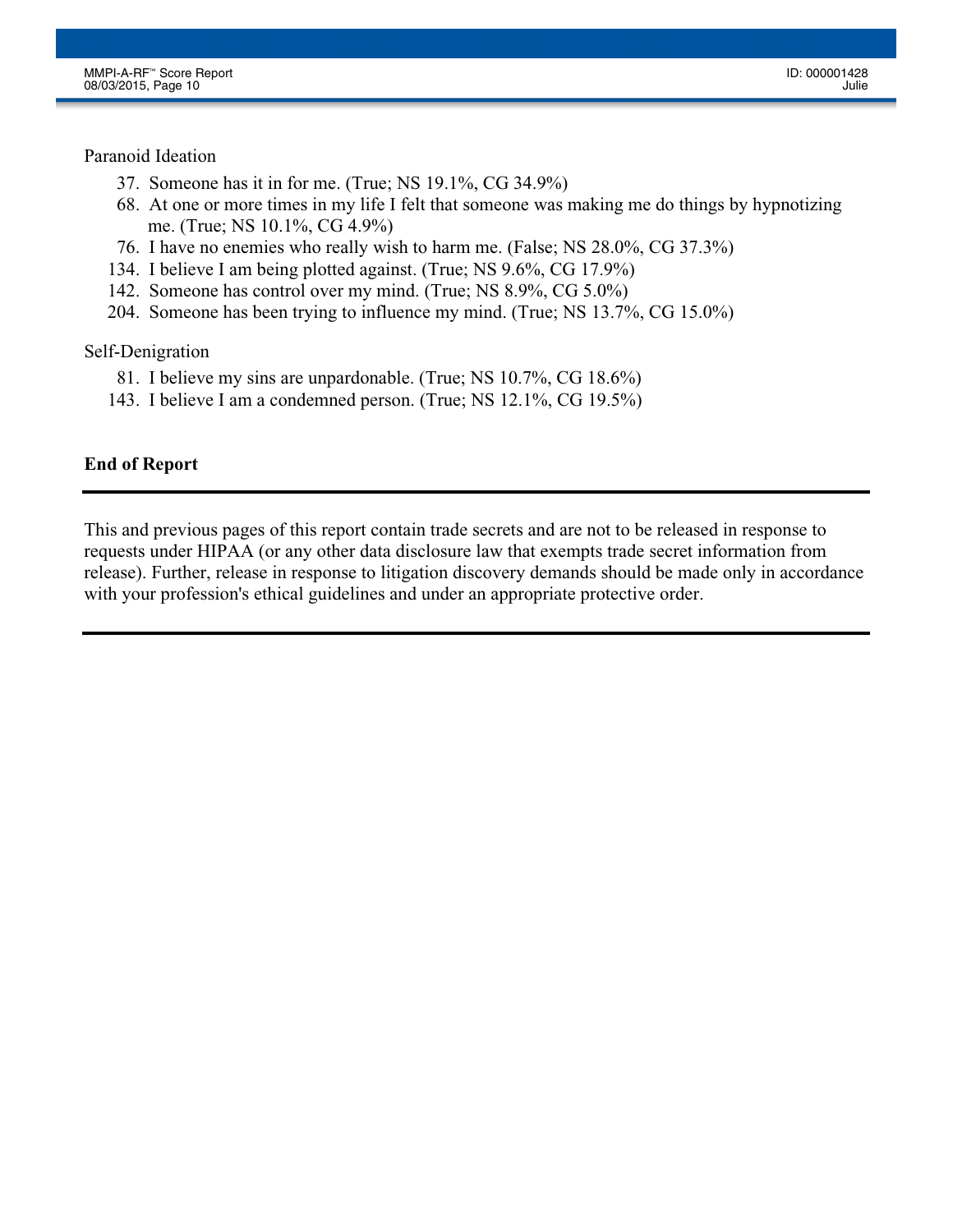Paranoid Ideation

37. Someone has it in for me. (True; NS 19.1%, CG 34.9%)
68. At one or more times in my life I felt that someone was making me do things by hypnotizing me. (True; NS 10.1%, CG 4.9%)
76. I have no enemies who really wish to harm me. (False; NS 28.0%, CG 37.3%)
134. I believe I am being plotted against. (True; NS 9.6%, CG 17.9%)
142. Someone has control over my mind. (True; NS 8.9%, CG 5.0%)
204. Someone has been trying to influence my mind. (True; NS 13.7%, CG 15.0%)

Self-Denigration

81. I believe my sins are unpardonable. (True; NS 10.7%, CG 18.6%)
143. I believe I am a condemned person. (True; NS 12.1%, CG 19.5%)

**End of Report**

---

This and previous pages of this report contain trade secrets and are not to be released in response to requests under HIPAA (or any other data disclosure law that exempts trade secret information from release). Further, release in response to litigation discovery demands should be made only in accordance with your profession's ethical guidelines and under an appropriate protective order.

---